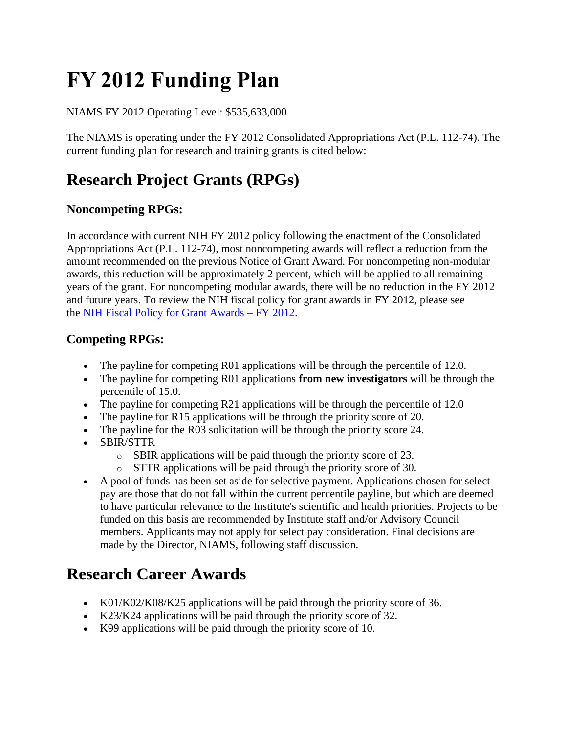# FY 2012 Funding Plan

NIAMS FY 2012 Operating Level: $535,633,000

The NIAMS is operating under the FY 2012 Consolidated Appropriations Act (P.L. 112-74). The current funding plan for research and training grants is cited below:

## Research Project Grants (RPGs)

### Noncompeting RPGs:

In accordance with current NIH FY 2012 policy following the enactment of the Consolidated Appropriations Act (P.L. 112-74), most noncompeting awards will reflect a reduction from the amount recommended on the previous Notice of Grant Award. For noncompeting non-modular awards, this reduction will be approximately 2 percent, which will be applied to all remaining years of the grant. For noncompeting modular awards, there will be no reduction in the FY 2012 and future years. To review the NIH fiscal policy for grant awards in FY 2012, please see the NIH Fiscal Policy for Grant Awards – FY 2012.

### Competing RPGs:

- The payline for competing R01 applications will be through the percentile of 12.0.
- The payline for competing R01 applications **from new investigators** will be through the percentile of 15.0.
- The payline for competing R21 applications will be through the percentile of 12.0
- The payline for R15 applications will be through the priority score of 20.
- The payline for the R03 solicitation will be through the priority score 24.
- SBIR/STTR
    - SBIR applications will be paid through the priority score of 23.
    - STTR applications will be paid through the priority score of 30.
- A pool of funds has been set aside for selective payment. Applications chosen for select pay are those that do not fall within the current percentile payline, but which are deemed to have particular relevance to the Institute's scientific and health priorities. Projects to be funded on this basis are recommended by Institute staff and/or Advisory Council members. Applicants may not apply for select pay consideration. Final decisions are made by the Director, NIAMS, following staff discussion.

## Research Career Awards

- K01/K02/K08/K25 applications will be paid through the priority score of 36.
- K23/K24 applications will be paid through the priority score of 32.
- K99 applications will be paid through the priority score of 10.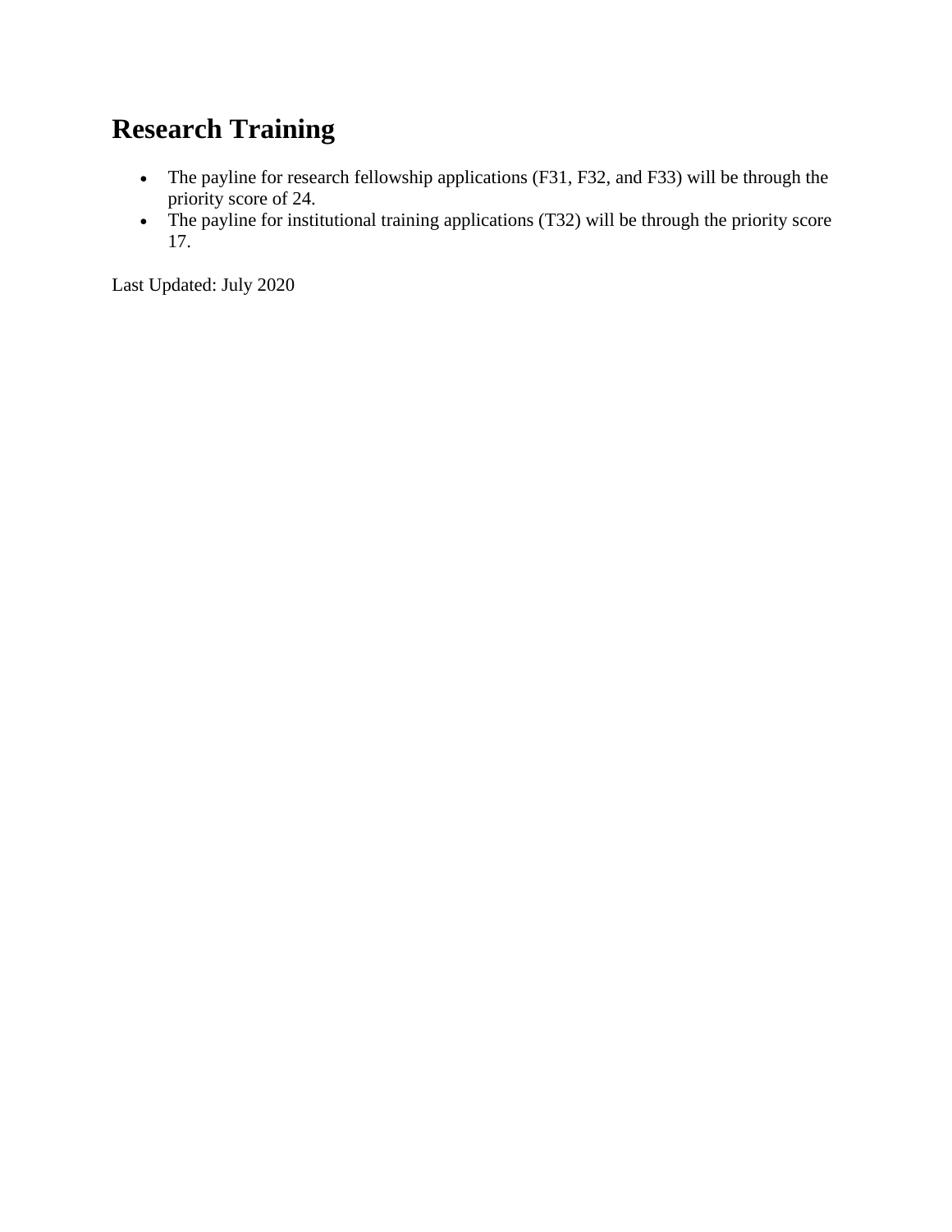## Research Training

- The payline for research fellowship applications (F31, F32, and F33) will be through the priority score of 24.
- The payline for institutional training applications (T32) will be through the priority score 17.

Last Updated: July 2020